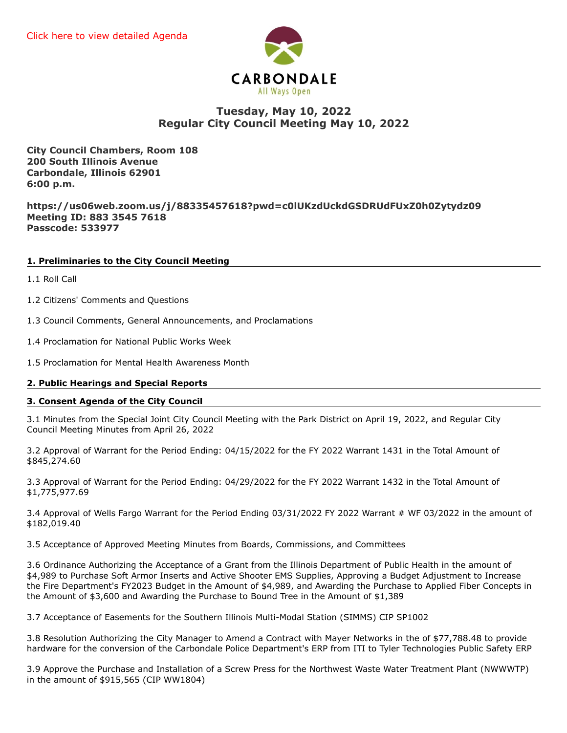Click here to view detailed Agenda

CARBONDALE
All Ways Open

## Tuesday, May 10, 2022
## Regular City Council Meeting May 10, 2022

**City Council Chambers, Room 108**
**200 South Illinois Avenue**
**Carbondale, Illinois 62901**
**6:00 p.m.**

**https://us06web.zoom.us/j/88335457618?pwd=c0lUKzdUckdGSDRUdFUxZ0h0Zytydz09**
**Meeting ID: 883 3545 7618**
**Passcode: 533977**

### 1. Preliminaries to the City Council Meeting

1.1 Roll Call

1.2 Citizens' Comments and Questions

1.3 Council Comments, General Announcements, and Proclamations

1.4 Proclamation for National Public Works Week

1.5 Proclamation for Mental Health Awareness Month

### 2. Public Hearings and Special Reports

### 3. Consent Agenda of the City Council

3.1 Minutes from the Special Joint City Council Meeting with the Park District on April 19, 2022, and Regular City Council Meeting Minutes from April 26, 2022

3.2 Approval of Warrant for the Period Ending: 04/15/2022 for the FY 2022 Warrant 1431 in the Total Amount of $845,274.60

3.3 Approval of Warrant for the Period Ending: 04/29/2022 for the FY 2022 Warrant 1432 in the Total Amount of $1,775,977.69

3.4 Approval of Wells Fargo Warrant for the Period Ending 03/31/2022 FY 2022 Warrant # WF 03/2022 in the amount of $182,019.40

3.5 Acceptance of Approved Meeting Minutes from Boards, Commissions, and Committees

3.6 Ordinance Authorizing the Acceptance of a Grant from the Illinois Department of Public Health in the amount of $4,989 to Purchase Soft Armor Inserts and Active Shooter EMS Supplies, Approving a Budget Adjustment to Increase the Fire Department's FY2023 Budget in the Amount of $4,989, and Awarding the Purchase to Applied Fiber Concepts in the Amount of $3,600 and Awarding the Purchase to Bound Tree in the Amount of $1,389

3.7 Acceptance of Easements for the Southern Illinois Multi-Modal Station (SIMMS) CIP SP1002

3.8 Resolution Authorizing the City Manager to Amend a Contract with Mayer Networks in the of $77,788.48 to provide hardware for the conversion of the Carbondale Police Department's ERP from ITI to Tyler Technologies Public Safety ERP

3.9 Approve the Purchase and Installation of a Screw Press for the Northwest Waste Water Treatment Plant (NWWWTP) in the amount of $915,565 (CIP WW1804)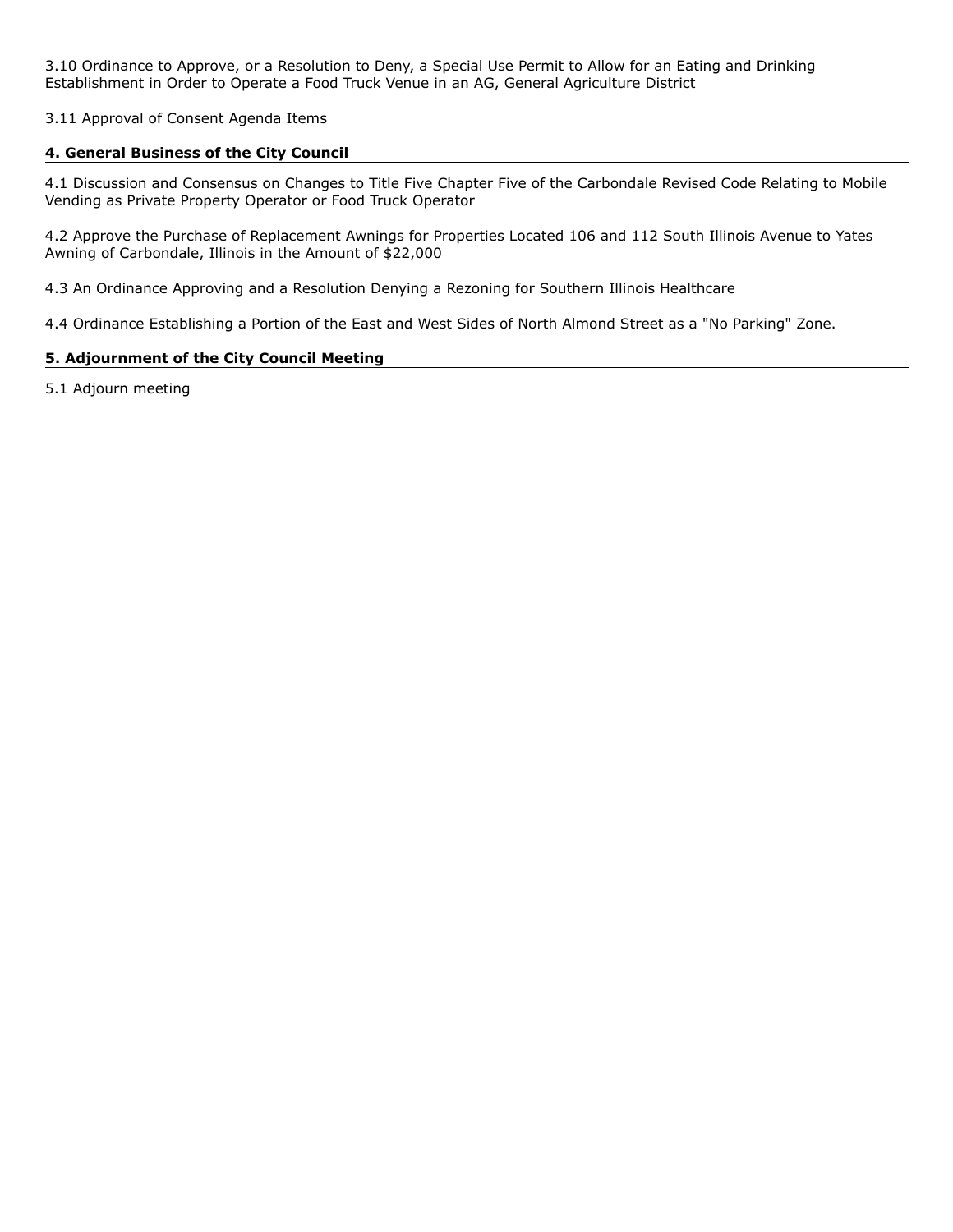3.10 Ordinance to Approve, or a Resolution to Deny, a Special Use Permit to Allow for an Eating and Drinking Establishment in Order to Operate a Food Truck Venue in an AG, General Agriculture District

3.11 Approval of Consent Agenda Items

**4. General Business of the City Council**

4.1 Discussion and Consensus on Changes to Title Five Chapter Five of the Carbondale Revised Code Relating to Mobile Vending as Private Property Operator or Food Truck Operator

4.2 Approve the Purchase of Replacement Awnings for Properties Located 106 and 112 South Illinois Avenue to Yates Awning of Carbondale, Illinois in the Amount of $22,000

4.3 An Ordinance Approving and a Resolution Denying a Rezoning for Southern Illinois Healthcare

4.4 Ordinance Establishing a Portion of the East and West Sides of North Almond Street as a "No Parking" Zone.

**5. Adjournment of the City Council Meeting**

5.1 Adjourn meeting